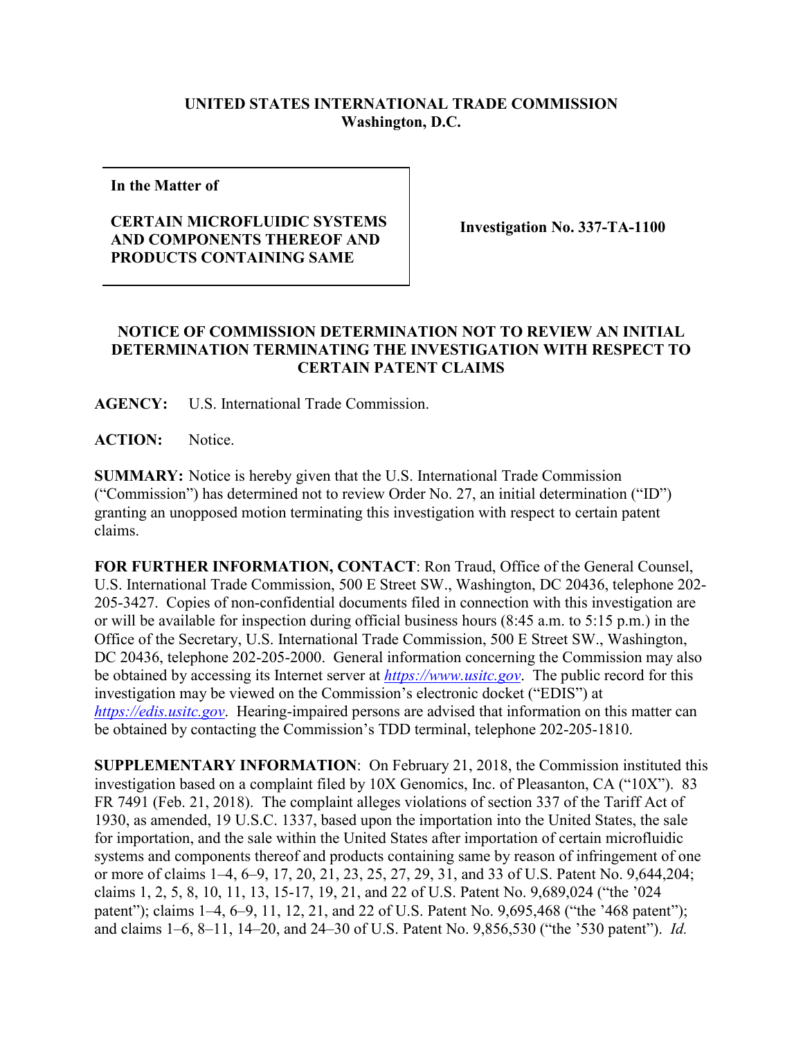**UNITED STATES INTERNATIONAL TRADE COMMISSION**
**Washington, D.C.**

| In the Matter of<br><br>**CERTAIN MICROFLUIDIC SYSTEMS AND COMPONENTS THEREOF AND PRODUCTS CONTAINING SAME** | **Investigation No. 337-TA-1100** |
|---|---|

## NOTICE OF COMMISSION DETERMINATION NOT TO REVIEW AN INITIAL DETERMINATION TERMINATING THE INVESTIGATION WITH RESPECT TO CERTAIN PATENT CLAIMS

**AGENCY:** U.S. International Trade Commission.

**ACTION:** Notice.

**SUMMARY:** Notice is hereby given that the U.S. International Trade Commission ("Commission") has determined not to review Order No. 27, an initial determination ("ID") granting an unopposed motion terminating this investigation with respect to certain patent claims.

**FOR FURTHER INFORMATION, CONTACT**: Ron Traud, Office of the General Counsel, U.S. International Trade Commission, 500 E Street SW., Washington, DC 20436, telephone 202-205-3427. Copies of non-confidential documents filed in connection with this investigation are or will be available for inspection during official business hours (8:45 a.m. to 5:15 p.m.) in the Office of the Secretary, U.S. International Trade Commission, 500 E Street SW., Washington, DC 20436, telephone 202-205-2000. General information concerning the Commission may also be obtained by accessing its Internet server at *https://www.usitc.gov*. The public record for this investigation may be viewed on the Commission's electronic docket ("EDIS") at *https://edis.usitc.gov*. Hearing-impaired persons are advised that information on this matter can be obtained by contacting the Commission's TDD terminal, telephone 202-205-1810.

**SUPPLEMENTARY INFORMATION**: On February 21, 2018, the Commission instituted this investigation based on a complaint filed by 10X Genomics, Inc. of Pleasanton, CA ("10X"). 83 FR 7491 (Feb. 21, 2018). The complaint alleges violations of section 337 of the Tariff Act of 1930, as amended, 19 U.S.C. 1337, based upon the importation into the United States, the sale for importation, and the sale within the United States after importation of certain microfluidic systems and components thereof and products containing same by reason of infringement of one or more of claims 1–4, 6–9, 17, 20, 21, 23, 25, 27, 29, 31, and 33 of U.S. Patent No. 9,644,204; claims 1, 2, 5, 8, 10, 11, 13, 15-17, 19, 21, and 22 of U.S. Patent No. 9,689,024 ("the '024 patent"); claims 1–4, 6–9, 11, 12, 21, and 22 of U.S. Patent No. 9,695,468 ("the '468 patent"); and claims 1–6, 8–11, 14–20, and 24–30 of U.S. Patent No. 9,856,530 ("the '530 patent"). *Id.*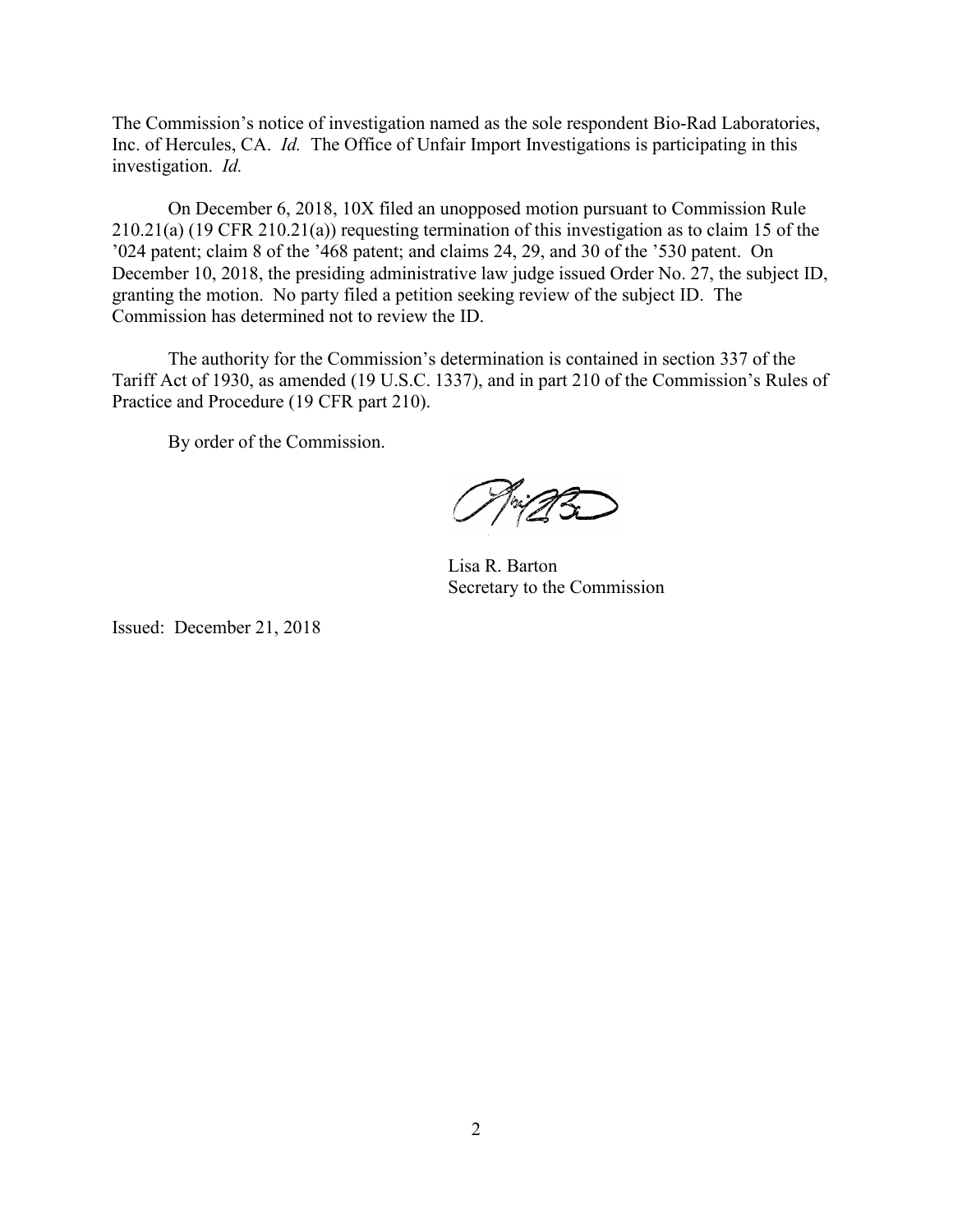The Commission's notice of investigation named as the sole respondent Bio-Rad Laboratories, Inc. of Hercules, CA. *Id.* The Office of Unfair Import Investigations is participating in this investigation. *Id.*

On December 6, 2018, 10X filed an unopposed motion pursuant to Commission Rule 210.21(a) (19 CFR 210.21(a)) requesting termination of this investigation as to claim 15 of the '024 patent; claim 8 of the '468 patent; and claims 24, 29, and 30 of the '530 patent. On December 10, 2018, the presiding administrative law judge issued Order No. 27, the subject ID, granting the motion. No party filed a petition seeking review of the subject ID. The Commission has determined not to review the ID.

The authority for the Commission's determination is contained in section 337 of the Tariff Act of 1930, as amended (19 U.S.C. 1337), and in part 210 of the Commission's Rules of Practice and Procedure (19 CFR part 210).

By order of the Commission.

Lisa R. Barton
Secretary to the Commission

Issued: December 21, 2018